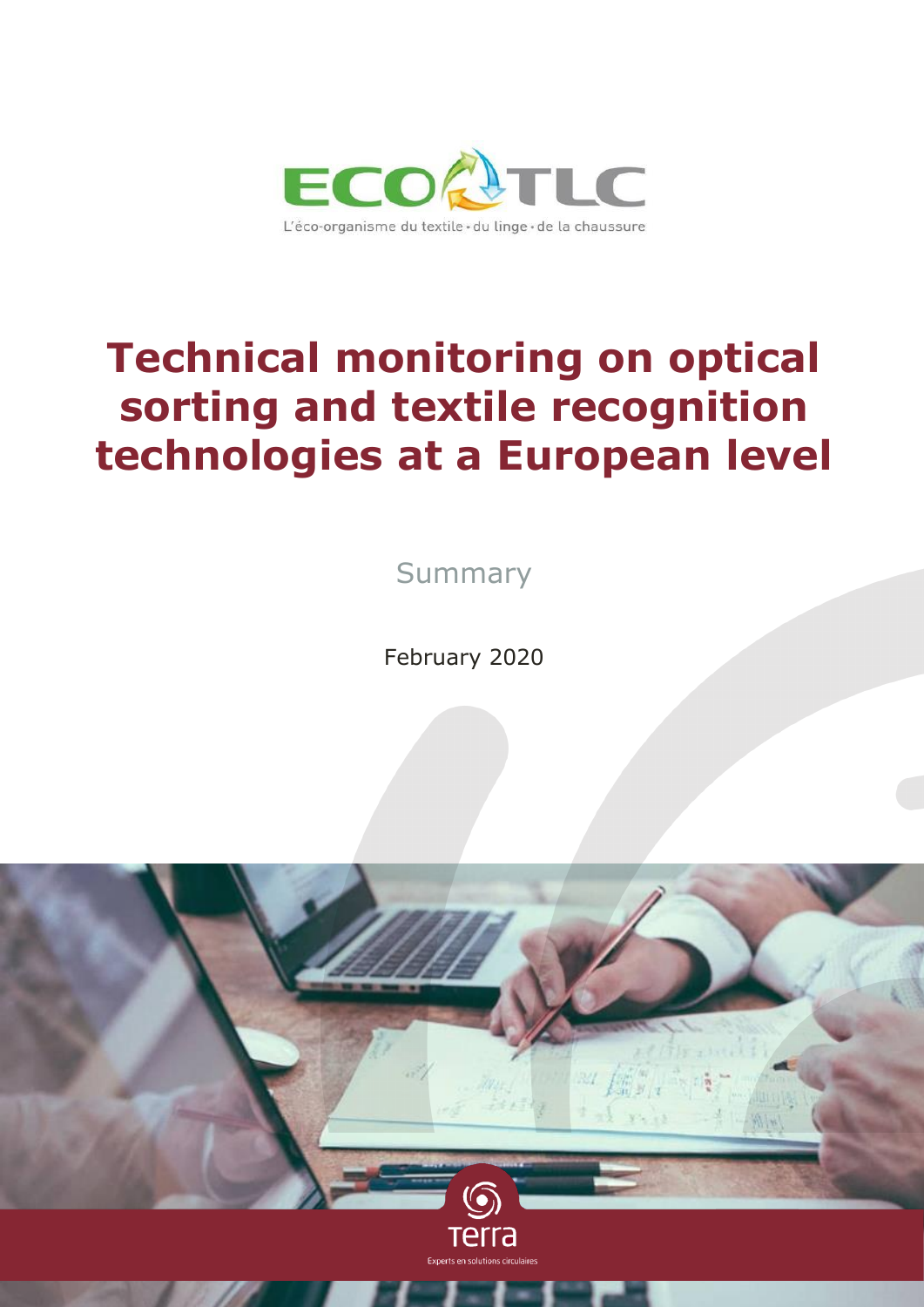ECO TLC

L'éco-organisme du textile • du linge • de la chaussure

# Technical monitoring on optical sorting and textile recognition technologies at a European level

Summary

February 2020

Terra

Experts en solutions circulaires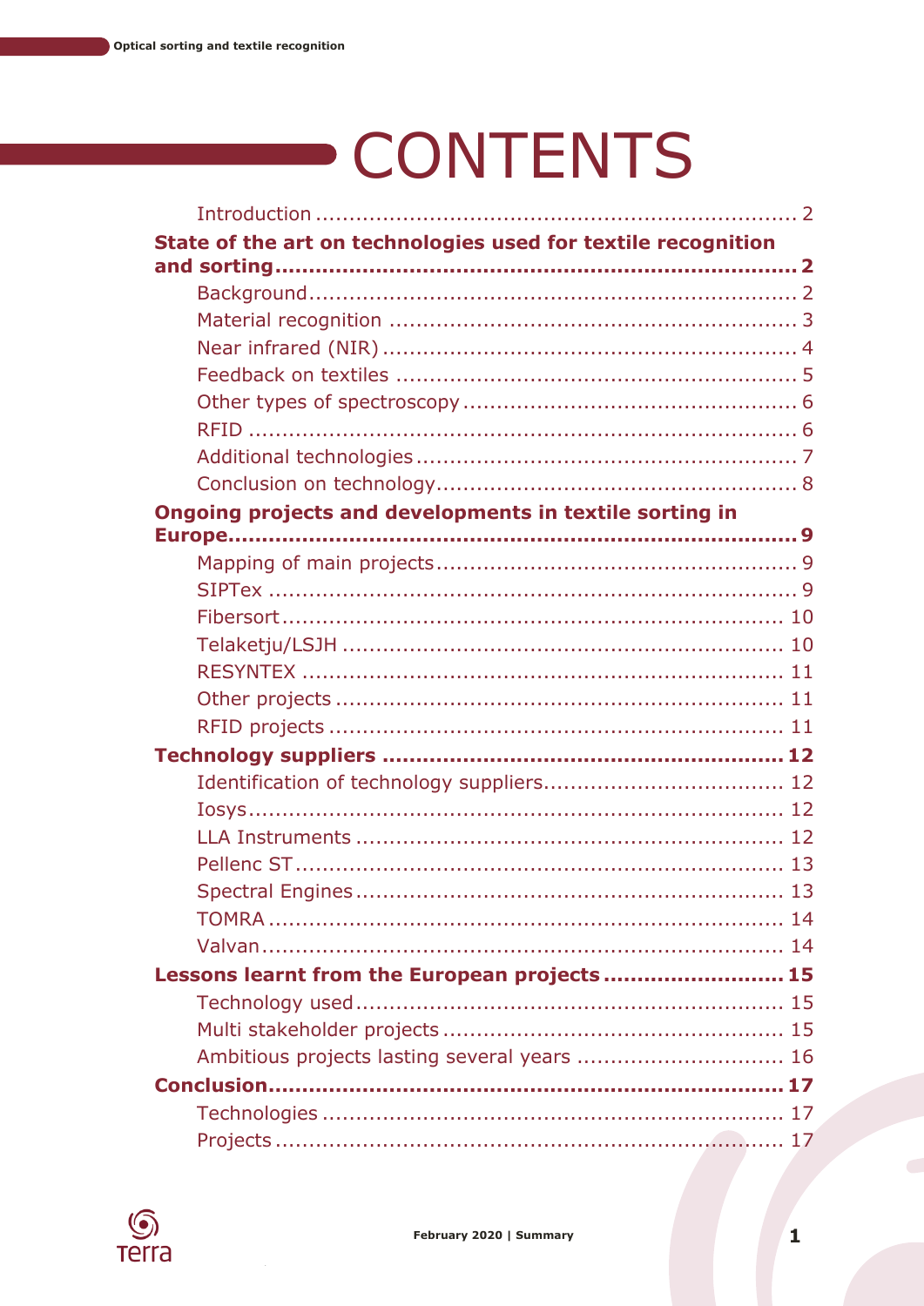# CONTENTS

Introduction ........................................................................ 2

**State of the art on technologies used for textile recognition and sorting ................................................................................ 2**

Background........................................................................ 2

Material recognition ............................................................ 3

Near infrared (NIR) ............................................................. 4

Feedback on textiles ........................................................... 5

Other types of spectroscopy .................................................. 6

RFID ................................................................................. 6

Additional technologies ........................................................ 7

Conclusion on technology...................................................... 8

**Ongoing projects and developments in textile sorting in Europe.................................................................................. 9**

Mapping of main projects...................................................... 9

SIPTex .............................................................................. 9

Fibersort .......................................................................... 10

Telaketju/LSJH ................................................................. 10

RESYNTEX ....................................................................... 11

Other projects .................................................................. 11

RFID projects ................................................................... 11

**Technology suppliers ........................................................ 12**

Identification of technology suppliers.................................... 12

Iosys............................................................................... 12

LLA Instruments ............................................................... 12

Pellenc ST ........................................................................ 13

Spectral Engines ............................................................... 13

TOMRA ............................................................................ 14

Valvan ............................................................................. 14

**Lessons learnt from the European projects .......................... 15**

Technology used ............................................................... 15

Multi stakeholder projects ................................................... 15

Ambitious projects lasting several years ............................... 16

**Conclusion........................................................................ 17**

Technologies .................................................................... 17

Projects ........................................................................... 17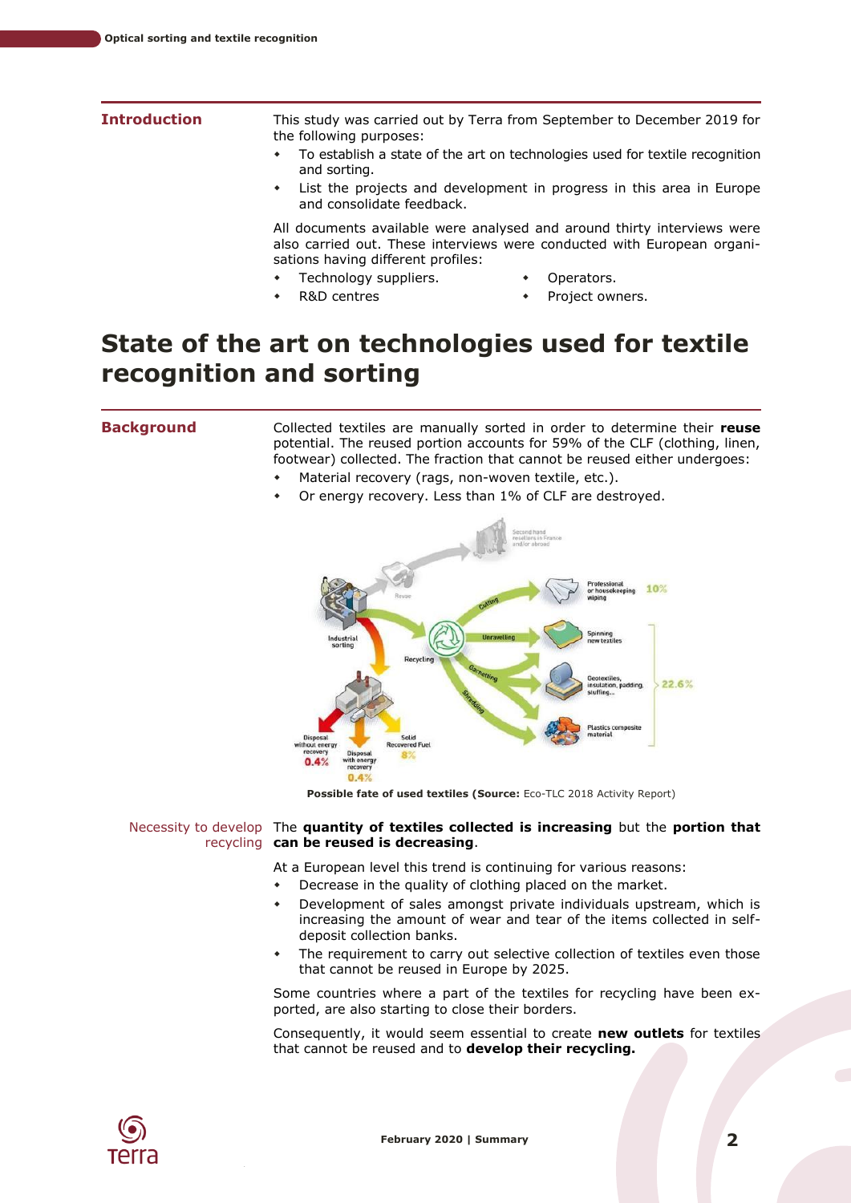## Introduction

This study was carried out by Terra from September to December 2019 for the following purposes:

- To establish a state of the art on technologies used for textile recognition and sorting.
- List the projects and development in progress in this area in Europe and consolidate feedback.

All documents available were analysed and around thirty interviews were also carried out. These interviews were conducted with European organisations having different profiles:

- Technology suppliers.
- R&D centres
- Operators.
- Project owners.

# State of the art on technologies used for textile recognition and sorting

## Background

Collected textiles are manually sorted in order to determine their **reuse** potential. The reused portion accounts for 59% of the CLF (clothing, linen, footwear) collected. The fraction that cannot be reused either undergoes:

- Material recovery (rags, non-woven textile, etc.).
- Or energy recovery. Less than 1% of CLF are destroyed.

**Possible fate of used textiles (Source:** Eco-TLC 2018 Activity Report)

### Necessity to develop recycling

The **quantity of textiles collected is increasing** but the **portion that can be reused is decreasing**.

At a European level this trend is continuing for various reasons:

- Decrease in the quality of clothing placed on the market.
- Development of sales amongst private individuals upstream, which is increasing the amount of wear and tear of the items collected in self-deposit collection banks.
- The requirement to carry out selective collection of textiles even those that cannot be reused in Europe by 2025.

Some countries where a part of the textiles for recycling have been exported, are also starting to close their borders.

Consequently, it would seem essential to create **new outlets** for textiles that cannot be reused and to **develop their recycling.**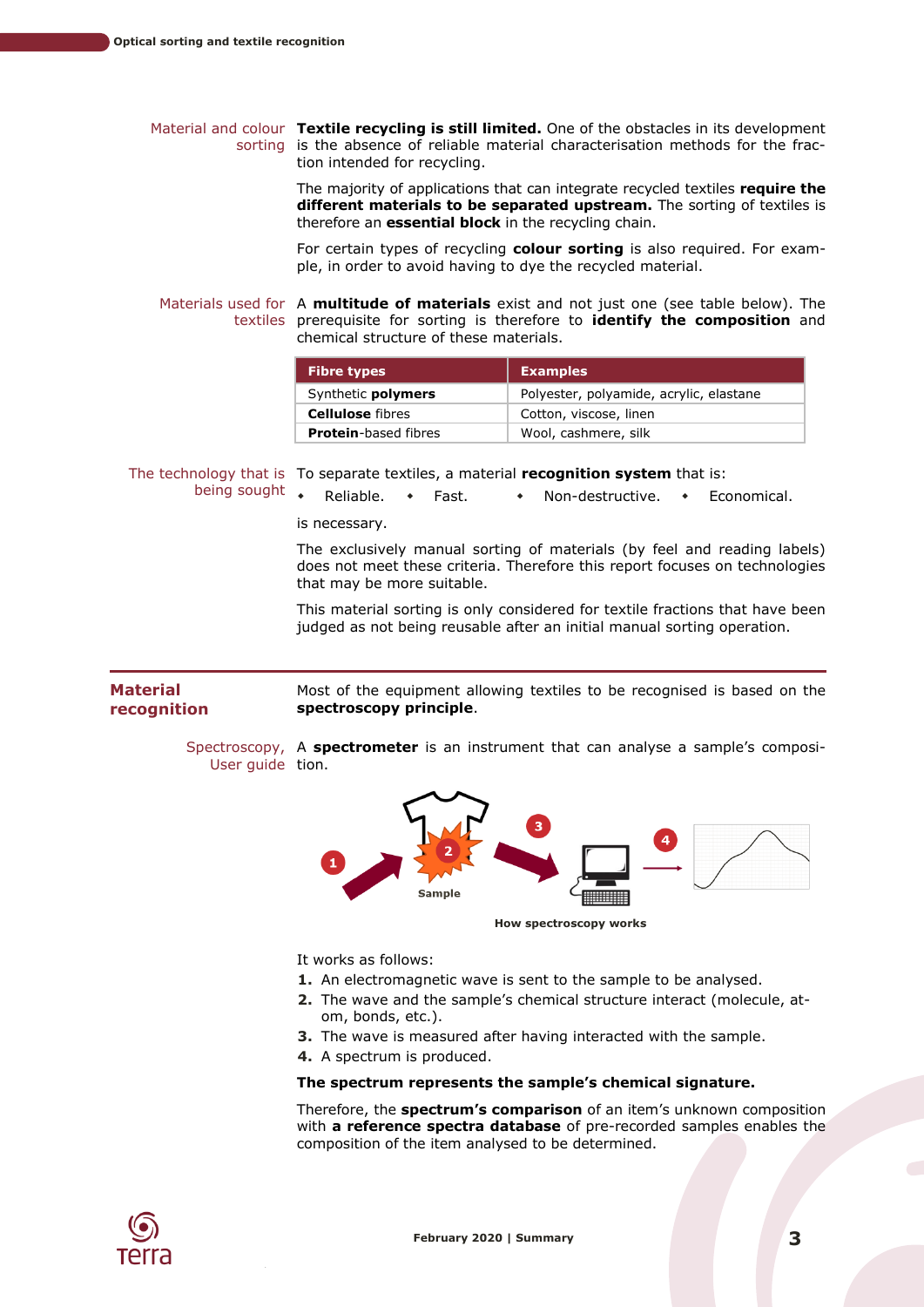**Material and colour sorting**

**Textile recycling is still limited.** One of the obstacles in its development is the absence of reliable material characterisation methods for the fraction intended for recycling.

The majority of applications that can integrate recycled textiles **require the different materials to be separated upstream.** The sorting of textiles is therefore an **essential block** in the recycling chain.

For certain types of recycling **colour sorting** is also required. For example, in order to avoid having to dye the recycled material.

**Materials used for textiles**

A **multitude of materials** exist and not just one (see table below). The prerequisite for sorting is therefore to **identify the composition** and chemical structure of these materials.

| Fibre types | Examples |
|---|---|
| Synthetic **polymers** | Polyester, polyamide, acrylic, elastane |
| **Cellulose** fibres | Cotton, viscose, linen |
| **Protein**-based fibres | Wool, cashmere, silk |

**The technology that is being sought**

To separate textiles, a material **recognition system** that is:

- Reliable.
- Fast.
- Non-destructive.
- Economical.

is necessary.

The exclusively manual sorting of materials (by feel and reading labels) does not meet these criteria. Therefore this report focuses on technologies that may be more suitable.

This material sorting is only considered for textile fractions that have been judged as not being reusable after an initial manual sorting operation.

## Material recognition

Most of the equipment allowing textiles to be recognised is based on the **spectroscopy principle**.

**Spectroscopy, User guide**

A **spectrometer** is an instrument that can analyse a sample's composition.

How spectroscopy works

It works as follows:

1. An electromagnetic wave is sent to the sample to be analysed.
2. The wave and the sample's chemical structure interact (molecule, atom, bonds, etc.).
3. The wave is measured after having interacted with the sample.
4. A spectrum is produced.

**The spectrum represents the sample's chemical signature.**

Therefore, the **spectrum's comparison** of an item's unknown composition with **a reference spectra database** of pre-recorded samples enables the composition of the item analysed to be determined.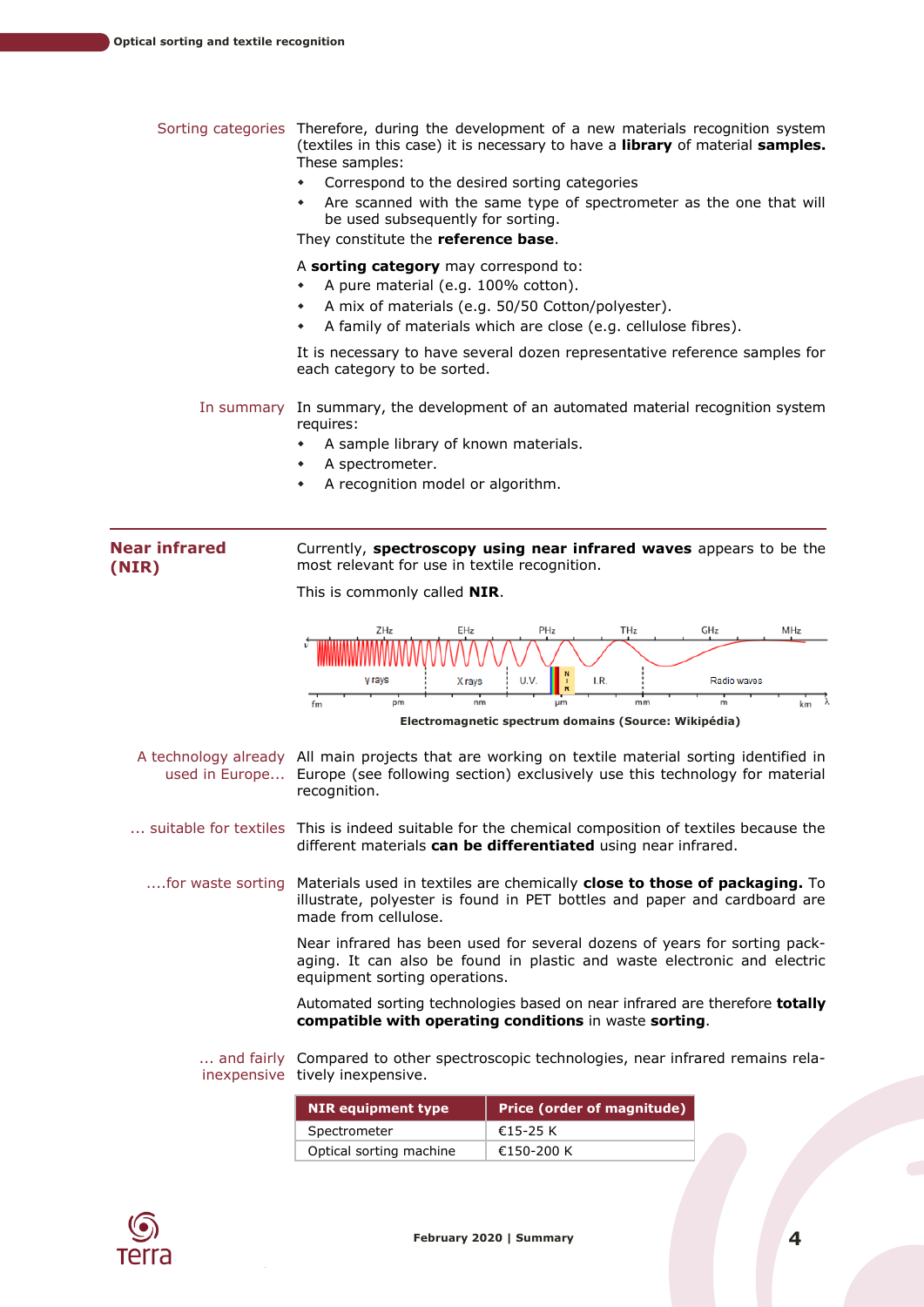Sorting categories

Therefore, during the development of a new materials recognition system (textiles in this case) it is necessary to have a **library** of material **samples.** These samples:

- Correspond to the desired sorting categories
- Are scanned with the same type of spectrometer as the one that will be used subsequently for sorting.

They constitute the **reference base**.

A **sorting category** may correspond to:

- A pure material (e.g. 100% cotton).
- A mix of materials (e.g. 50/50 Cotton/polyester).
- A family of materials which are close (e.g. cellulose fibres).

It is necessary to have several dozen representative reference samples for each category to be sorted.

In summary

In summary, the development of an automated material recognition system requires:

- A sample library of known materials.
- A spectrometer.
- A recognition model or algorithm.

## Near infrared (NIR)

Currently, **spectroscopy using near infrared waves** appears to be the most relevant for use in textile recognition.

This is commonly called **NIR**.

**Electromagnetic spectrum domains (Source: Wikipédia)**

A technology already used in Europe...

All main projects that are working on textile material sorting identified in Europe (see following section) exclusively use this technology for material recognition.

... suitable for textiles

This is indeed suitable for the chemical composition of textiles because the different materials **can be differentiated** using near infrared.

....for waste sorting

Materials used in textiles are chemically **close to those of packaging.** To illustrate, polyester is found in PET bottles and paper and cardboard are made from cellulose.

Near infrared has been used for several dozens of years for sorting packaging. It can also be found in plastic and waste electronic and electric equipment sorting operations.

Automated sorting technologies based on near infrared are therefore **totally compatible with operating conditions** in waste **sorting**.

... and fairly inexpensive

Compared to other spectroscopic technologies, near infrared remains relatively inexpensive.

| NIR equipment type | Price (order of magnitude) |
|---|---|
| Spectrometer | €15-25 K |
| Optical sorting machine | €150-200 K |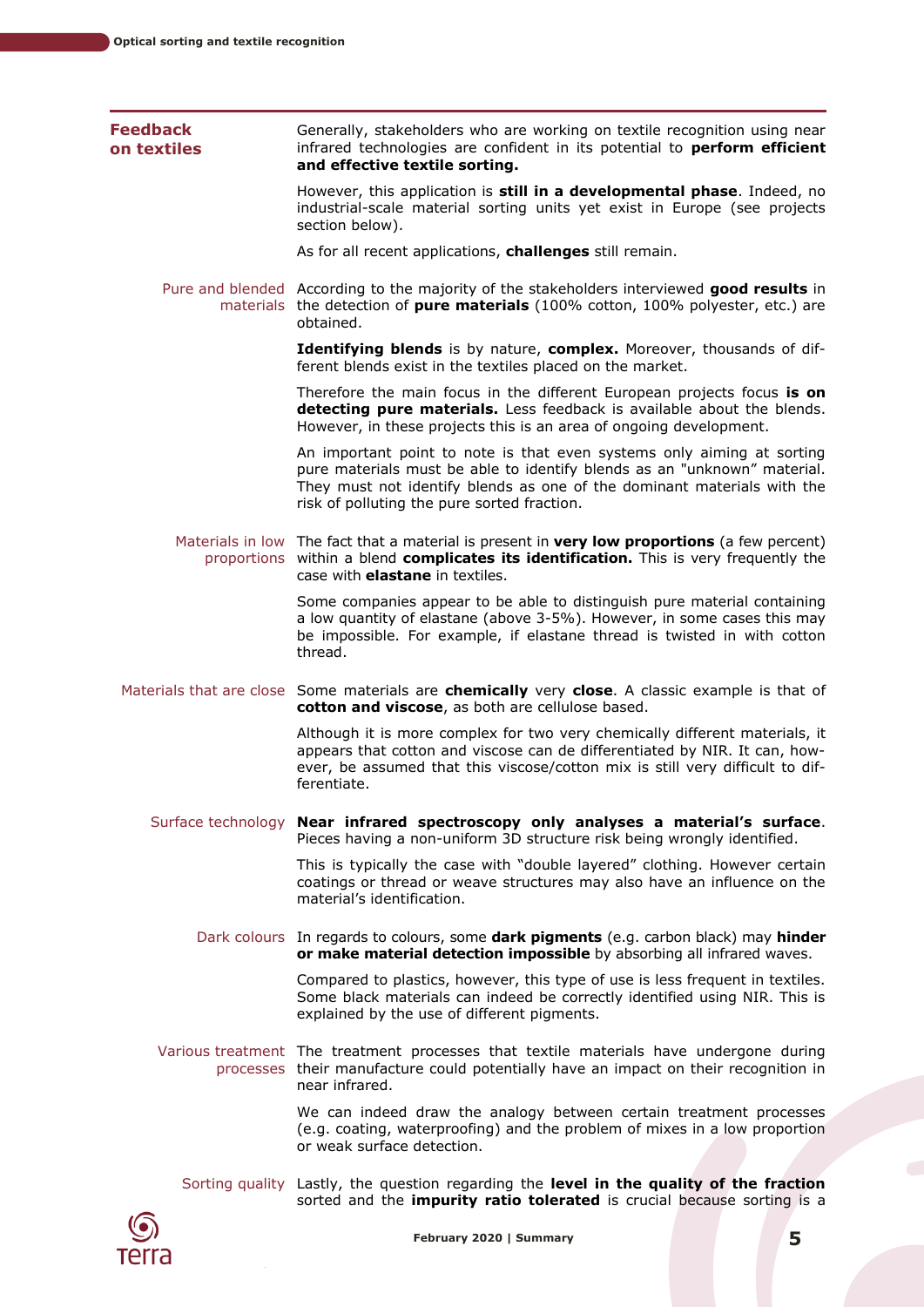## Feedback on textiles

Generally, stakeholders who are working on textile recognition using near infrared technologies are confident in its potential to **perform efficient and effective textile sorting.**

However, this application is **still in a developmental phase**. Indeed, no industrial-scale material sorting units yet exist in Europe (see projects section below).

As for all recent applications, **challenges** still remain.

### Pure and blended materials

According to the majority of the stakeholders interviewed **good results** in the detection of **pure materials** (100% cotton, 100% polyester, etc.) are obtained.

**Identifying blends** is by nature, **complex.** Moreover, thousands of different blends exist in the textiles placed on the market.

Therefore the main focus in the different European projects focus **is on detecting pure materials.** Less feedback is available about the blends. However, in these projects this is an area of ongoing development.

An important point to note is that even systems only aiming at sorting pure materials must be able to identify blends as an "unknown" material. They must not identify blends as one of the dominant materials with the risk of polluting the pure sorted fraction.

### Materials in low proportions

The fact that a material is present in **very low proportions** (a few percent) within a blend **complicates its identification.** This is very frequently the case with **elastane** in textiles.

Some companies appear to be able to distinguish pure material containing a low quantity of elastane (above 3-5%). However, in some cases this may be impossible. For example, if elastane thread is twisted in with cotton thread.

### Materials that are close

Some materials are **chemically** very **close**. A classic example is that of **cotton and viscose**, as both are cellulose based.

Although it is more complex for two very chemically different materials, it appears that cotton and viscose can de differentiated by NIR. It can, however, be assumed that this viscose/cotton mix is still very difficult to differentiate.

### Surface technology

**Near infrared spectroscopy only analyses a material's surface**. Pieces having a non-uniform 3D structure risk being wrongly identified.

This is typically the case with "double layered" clothing. However certain coatings or thread or weave structures may also have an influence on the material's identification.

### Dark colours

In regards to colours, some **dark pigments** (e.g. carbon black) may **hinder or make material detection impossible** by absorbing all infrared waves.

Compared to plastics, however, this type of use is less frequent in textiles. Some black materials can indeed be correctly identified using NIR. This is explained by the use of different pigments.

### Various treatment processes

The treatment processes that textile materials have undergone during their manufacture could potentially have an impact on their recognition in near infrared.

We can indeed draw the analogy between certain treatment processes (e.g. coating, waterproofing) and the problem of mixes in a low proportion or weak surface detection.

### Sorting quality

Lastly, the question regarding the **level in the quality of the fraction** sorted and the **impurity ratio tolerated** is crucial because sorting is a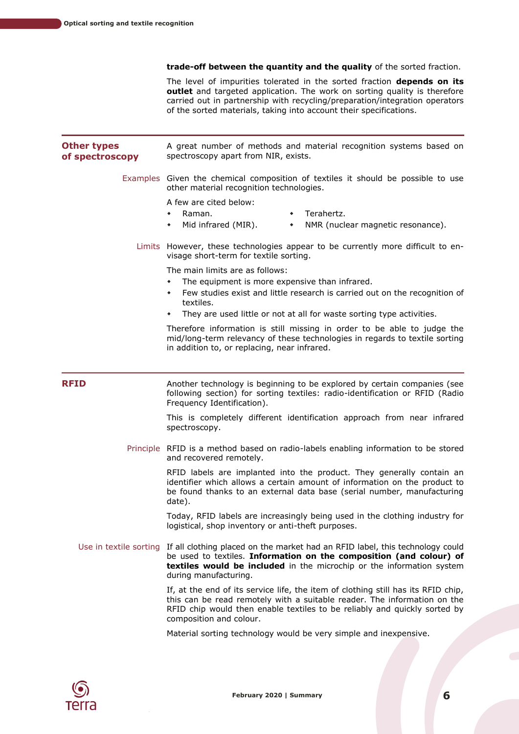**trade-off between the quantity and the quality** of the sorted fraction.

The level of impurities tolerated in the sorted fraction **depends on its outlet** and targeted application. The work on sorting quality is therefore carried out in partnership with recycling/preparation/integration operators of the sorted materials, taking into account their specifications.

## Other types of spectroscopy

A great number of methods and material recognition systems based on spectroscopy apart from NIR, exists.

### Examples

Given the chemical composition of textiles it should be possible to use other material recognition technologies.

A few are cited below:

- Raman.
- Mid infrared (MIR).
- Terahertz.
- NMR (nuclear magnetic resonance).

### Limits

However, these technologies appear to be currently more difficult to envisage short-term for textile sorting.

The main limits are as follows:

- The equipment is more expensive than infrared.
- Few studies exist and little research is carried out on the recognition of textiles.
- They are used little or not at all for waste sorting type activities.

Therefore information is still missing in order to be able to judge the mid/long-term relevancy of these technologies in regards to textile sorting in addition to, or replacing, near infrared.

## RFID

Another technology is beginning to be explored by certain companies (see following section) for sorting textiles: radio-identification or RFID (Radio Frequency Identification).

This is completely different identification approach from near infrared spectroscopy.

### Principle

RFID is a method based on radio-labels enabling information to be stored and recovered remotely.

RFID labels are implanted into the product. They generally contain an identifier which allows a certain amount of information on the product to be found thanks to an external data base (serial number, manufacturing date).

Today, RFID labels are increasingly being used in the clothing industry for logistical, shop inventory or anti-theft purposes.

### Use in textile sorting

If all clothing placed on the market had an RFID label, this technology could be used to textiles. **Information on the composition (and colour) of textiles would be included** in the microchip or the information system during manufacturing.

If, at the end of its service life, the item of clothing still has its RFID chip, this can be read remotely with a suitable reader. The information on the RFID chip would then enable textiles to be reliably and quickly sorted by composition and colour.

Material sorting technology would be very simple and inexpensive.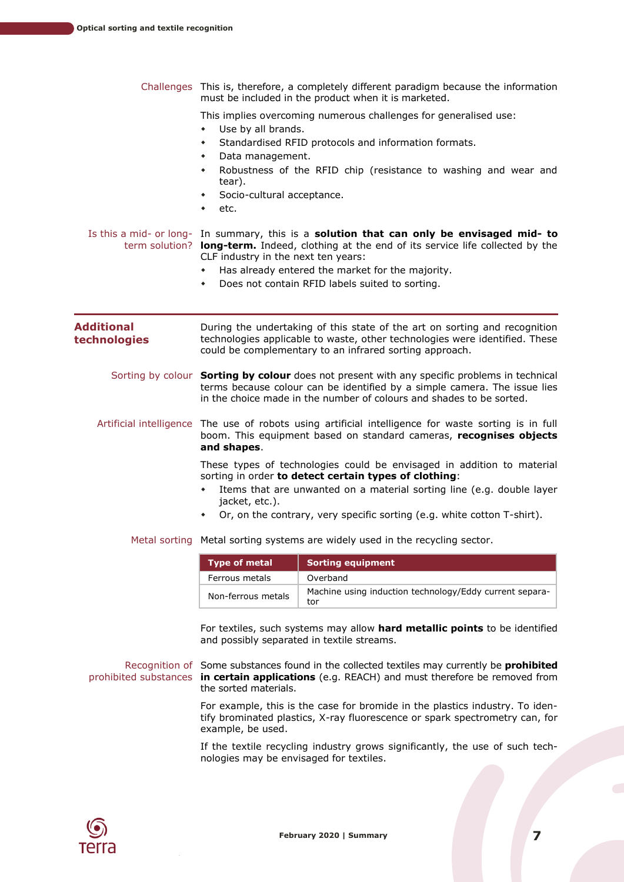**Challenges**

This is, therefore, a completely different paradigm because the information must be included in the product when it is marketed.

This implies overcoming numerous challenges for generalised use:

- Use by all brands.
- Standardised RFID protocols and information formats.
- Data management.
- Robustness of the RFID chip (resistance to washing and wear and tear).
- Socio-cultural acceptance.
- etc.

**Is this a mid- or long-term solution?**

In summary, this is a **solution that can only be envisaged mid- to long-term.** Indeed, clothing at the end of its service life collected by the CLF industry in the next ten years:

- Has already entered the market for the majority.
- Does not contain RFID labels suited to sorting.

## Additional technologies

During the undertaking of this state of the art on sorting and recognition technologies applicable to waste, other technologies were identified. These could be complementary to an infrared sorting approach.

**Sorting by colour**

**Sorting by colour** does not present with any specific problems in technical terms because colour can be identified by a simple camera. The issue lies in the choice made in the number of colours and shades to be sorted.

**Artificial intelligence**

The use of robots using artificial intelligence for waste sorting is in full boom. This equipment based on standard cameras, **recognises objects and shapes**.

These types of technologies could be envisaged in addition to material sorting in order **to detect certain types of clothing**:

- Items that are unwanted on a material sorting line (e.g. double layer jacket, etc.).
- Or, on the contrary, very specific sorting (e.g. white cotton T-shirt).

**Metal sorting**

Metal sorting systems are widely used in the recycling sector.

| Type of metal | Sorting equipment |
|---|---|
| Ferrous metals | Overband |
| Non-ferrous metals | Machine using induction technology/Eddy current separator |

For textiles, such systems may allow **hard metallic points** to be identified and possibly separated in textile streams.

**Recognition of prohibited substances**

Some substances found in the collected textiles may currently be **prohibited in certain applications** (e.g. REACH) and must therefore be removed from the sorted materials.

For example, this is the case for bromide in the plastics industry. To identify brominated plastics, X-ray fluorescence or spark spectrometry can, for example, be used.

If the textile recycling industry grows significantly, the use of such technologies may be envisaged for textiles.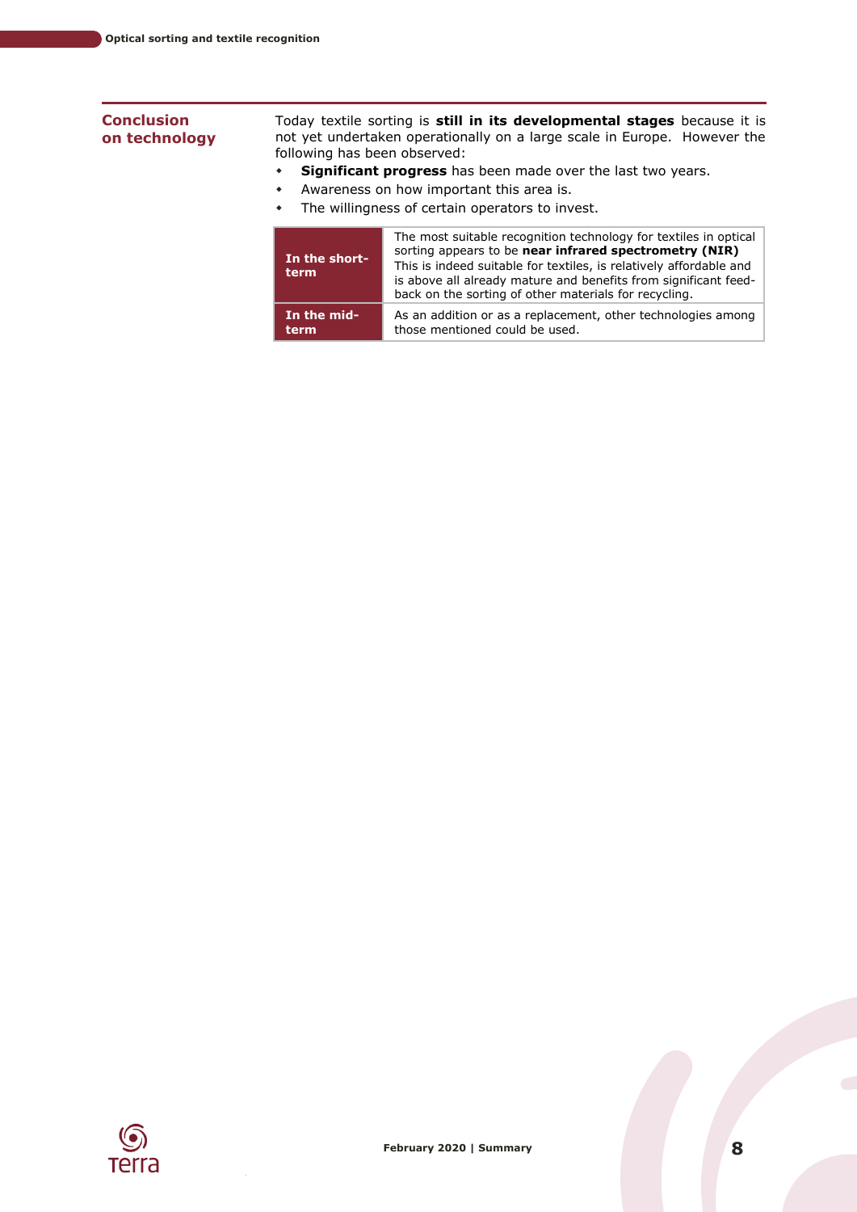## Conclusion on technology

Today textile sorting is **still in its developmental stages** because it is not yet undertaken operationally on a large scale in Europe. However the following has been observed:

- **Significant progress** has been made over the last two years.
- Awareness on how important this area is.
- The willingness of certain operators to invest.

| | |
|---|---|
| **In the short-term** | The most suitable recognition technology for textiles in optical sorting appears to be **near infrared spectrometry (NIR)** This is indeed suitable for textiles, is relatively affordable and is above all already mature and benefits from significant feed-back on the sorting of other materials for recycling. |
| **In the mid-term** | As an addition or as a replacement, other technologies among those mentioned could be used. |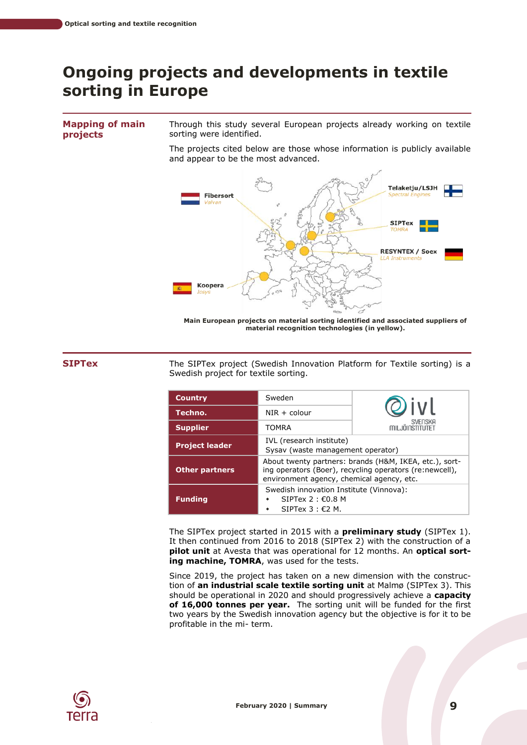# Ongoing projects and developments in textile sorting in Europe

## Mapping of main projects

Through this study several European projects already working on textile sorting were identified.

The projects cited below are those whose information is publicly available and appear to be the most advanced.

Fibersort
Valvan

Telaketju/LSJH
Spectral Engines

SIPTex
TOMRA

RESYNTEX / Soex
LLA Instruments

Koopera
Icsys

**Main European projects on material sorting identified and associated suppliers of material recognition technologies (in yellow).**

## SIPTex

The SIPTex project (Swedish Innovation Platform for Textile sorting) is a Swedish project for textile sorting.

| | | |
|---|---|---|
| **Country** | Sweden | ivl SVENSKA MILJÖINSTITUTET |
| **Techno.** | NIR + colour | |
| **Supplier** | TOMRA | |
| **Project leader** | IVL (research institute)<br>Sysav (waste management operator) | |
| **Other partners** | About twenty partners: brands (H&M, IKEA, etc.), sorting operators (Boer), recycling operators (re:newcell), environment agency, chemical agency, etc. | |
| **Funding** | Swedish innovation Institute (Vinnova):<br>• SIPTex 2 : €0.8 M<br>• SIPTex 3 : €2 M. | |

The SIPTex project started in 2015 with a **preliminary study** (SIPTex 1). It then continued from 2016 to 2018 (SIPTex 2) with the construction of a **pilot unit** at Avesta that was operational for 12 months. An **optical sorting machine, TOMRA**, was used for the tests.

Since 2019, the project has taken on a new dimension with the construction of **an industrial scale textile sorting unit** at Malmø (SIPTex 3). This should be operational in 2020 and should progressively achieve a **capacity of 16,000 tonnes per year.** The sorting unit will be funded for the first two years by the Swedish innovation agency but the objective is for it to be profitable in the mi- term.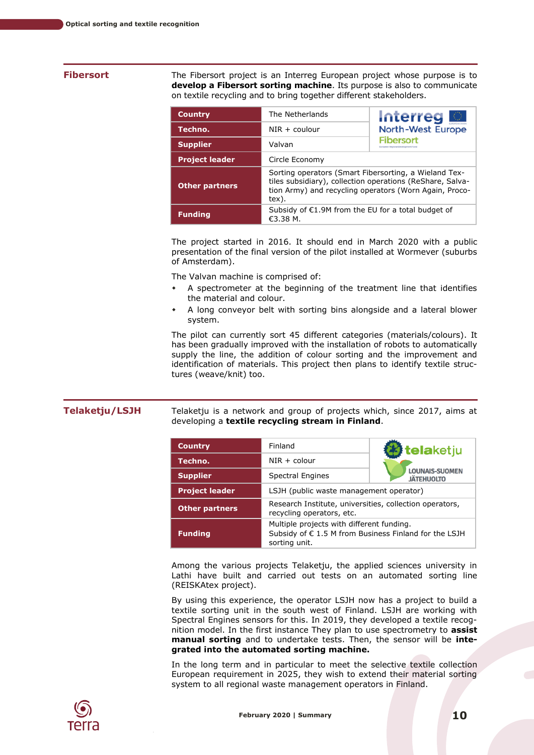## Fibersort

The Fibersort project is an Interreg European project whose purpose is to **develop a Fibersort sorting machine**. Its purpose is also to communicate on textile recycling and to bring together different stakeholders.

| | | |
|---|---|---|
| **Country** | The Netherlands | Interreg North-West Europe Fibersort |
| **Techno.** | NIR + coulour | |
| **Supplier** | Valvan | |
| **Project leader** | Circle Economy | |
| **Other partners** | Sorting operators (Smart Fibersorting, a Wieland Textiles subsidiary), collection operations (ReShare, Salvation Army) and recycling operators (Worn Again, Procotex). | |
| **Funding** | Subsidy of €1.9M from the EU for a total budget of €3.38 M. | |

The project started in 2016. It should end in March 2020 with a public presentation of the final version of the pilot installed at Wormever (suburbs of Amsterdam).

The Valvan machine is comprised of:

- A spectrometer at the beginning of the treatment line that identifies the material and colour.
- A long conveyor belt with sorting bins alongside and a lateral blower system.

The pilot can currently sort 45 different categories (materials/colours). It has been gradually improved with the installation of robots to automatically supply the line, the addition of colour sorting and the improvement and identification of materials. This project then plans to identify textile structures (weave/knit) too.

## Telaketju/LSJH

Telaketju is a network and group of projects which, since 2017, aims at developing a **textile recycling stream in Finland**.

| | | |
|---|---|---|
| **Country** | Finland | telaketju LOUNAIS-SUOMEN JÄTEHUOLTO |
| **Techno.** | NIR + colour | |
| **Supplier** | Spectral Engines | |
| **Project leader** | LSJH (public waste management operator) | |
| **Other partners** | Research Institute, universities, collection operators, recycling operators, etc. | |
| **Funding** | Multiple projects with different funding. Subsidy of € 1.5 M from Business Finland for the LSJH sorting unit. | |

Among the various projects Telaketju, the applied sciences university in Lathi have built and carried out tests on an automated sorting line (REISKAtex project).

By using this experience, the operator LSJH now has a project to build a textile sorting unit in the south west of Finland. LSJH are working with Spectral Engines sensors for this. In 2019, they developed a textile recognition model. In the first instance They plan to use spectrometry to **assist manual sorting** and to undertake tests. Then, the sensor will be **integrated into the automated sorting machine.**

In the long term and in particular to meet the selective textile collection European requirement in 2025, they wish to extend their material sorting system to all regional waste management operators in Finland.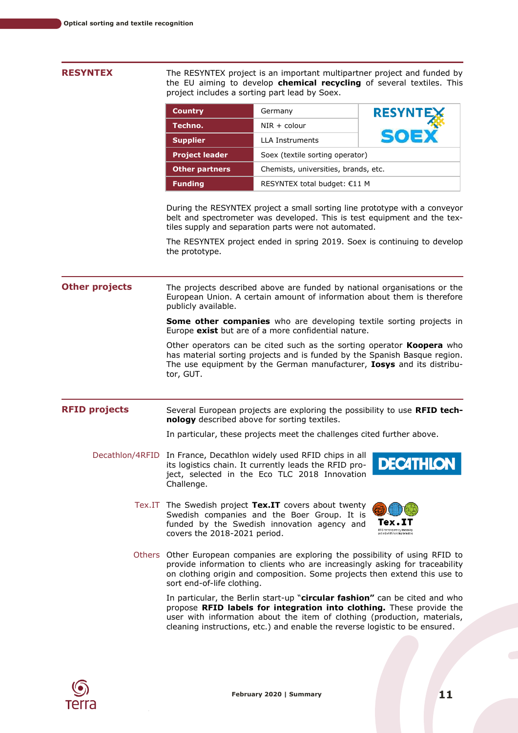## RESYNTEX

The RESYNTEX project is an important multipartner project and funded by the EU aiming to develop **chemical recycling** of several textiles. This project includes a sorting part lead by Soex.

| **Country** | Germany |
|---|---|
| **Techno.** | NIR + colour |
| **Supplier** | LLA Instruments |
| **Project leader** | Soex (textile sorting operator) |
| **Other partners** | Chemists, universities, brands, etc. |
| **Funding** | RESYNTEX total budget: €11 M |

During the RESYNTEX project a small sorting line prototype with a conveyor belt and spectrometer was developed. This is test equipment and the textiles supply and separation parts were not automated.

The RESYNTEX project ended in spring 2019. Soex is continuing to develop the prototype.

## Other projects

The projects described above are funded by national organisations or the European Union. A certain amount of information about them is therefore publicly available.

**Some other companies** who are developing textile sorting projects in Europe **exist** but are of a more confidential nature.

Other operators can be cited such as the sorting operator **Koopera** who has material sorting projects and is funded by the Spanish Basque region. The use equipment by the German manufacturer, **Iosys** and its distributor, GUT.

## RFID projects

Several European projects are exploring the possibility to use **RFID technology** described above for sorting textiles.

In particular, these projects meet the challenges cited further above.

**Decathlon/4RFID**

In France, Decathlon widely used RFID chips in all its logistics chain. It currently leads the RFID project, selected in the Eco TLC 2018 Innovation Challenge.

**Tex.IT**

The Swedish project **Tex.IT** covers about twenty Swedish companies and the Boer Group. It is funded by the Swedish innovation agency and covers the 2018-2021 period.

**Others**

Other European companies are exploring the possibility of using RFID to provide information to clients who are increasingly asking for traceability on clothing origin and composition. Some projects then extend this use to sort end-of-life clothing.

In particular, the Berlin start-up "**circular fashion**" can be cited and who propose **RFID labels for integration into clothing.** These provide the user with information about the item of clothing (production, materials, cleaning instructions, etc.) and enable the reverse logistic to be ensured.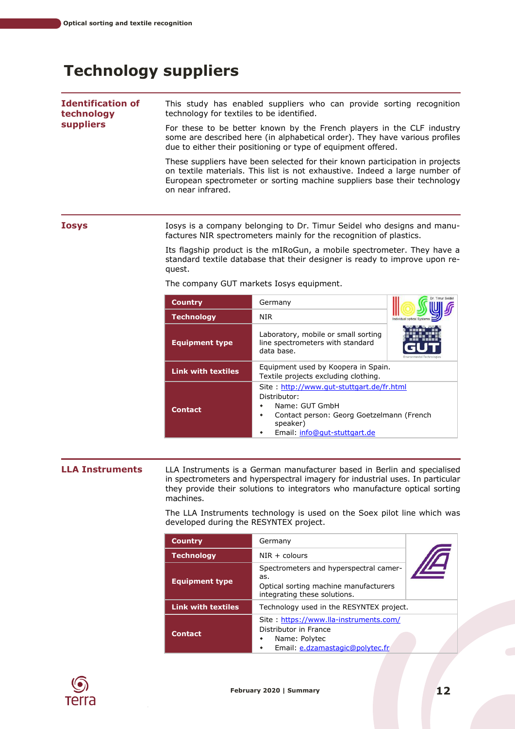# Technology suppliers

## Identification of technology suppliers

This study has enabled suppliers who can provide sorting recognition technology for textiles to be identified.

For these to be better known by the French players in the CLF industry some are described here (in alphabetical order). They have various profiles due to either their positioning or type of equipment offered.

These suppliers have been selected for their known participation in projects on textile materials. This list is not exhaustive. Indeed a large number of European spectrometer or sorting machine suppliers base their technology on near infrared.

## Iosys

Iosys is a company belonging to Dr. Timur Seidel who designs and manufactures NIR spectrometers mainly for the recognition of plastics.

Its flagship product is the mIRoGun, a mobile spectrometer. They have a standard textile database that their designer is ready to improve upon request.

The company GUT markets Iosys equipment.

| | |
|---|---|
| **Country** | Germany |
| **Technology** | NIR |
| **Equipment type** | Laboratory, mobile or small sorting line spectrometers with standard data base. |
| **Link with textiles** | Equipment used by Koopera in Spain. Textile projects excluding clothing. |
| **Contact** | Site : http://www.gut-stuttgart.de/fr.html<br>Distributor:<br>• Name: GUT GmbH<br>• Contact person: Georg Goetzelmann (French speaker)<br>• Email: info@gut-stuttgart.de |

## LLA Instruments

LLA Instruments is a German manufacturer based in Berlin and specialised in spectrometers and hyperspectral imagery for industrial uses. In particular they provide their solutions to integrators who manufacture optical sorting machines.

The LLA Instruments technology is used on the Soex pilot line which was developed during the RESYNTEX project.

| | |
|---|---|
| **Country** | Germany |
| **Technology** | NIR + colours |
| **Equipment type** | Spectrometers and hyperspectral cameras.<br>Optical sorting machine manufacturers integrating these solutions. |
| **Link with textiles** | Technology used in the RESYNTEX project. |
| **Contact** | Site : https://www.lla-instruments.com/<br>Distributor in France<br>• Name: Polytec<br>• Email: e.dzamastagic@polytec.fr |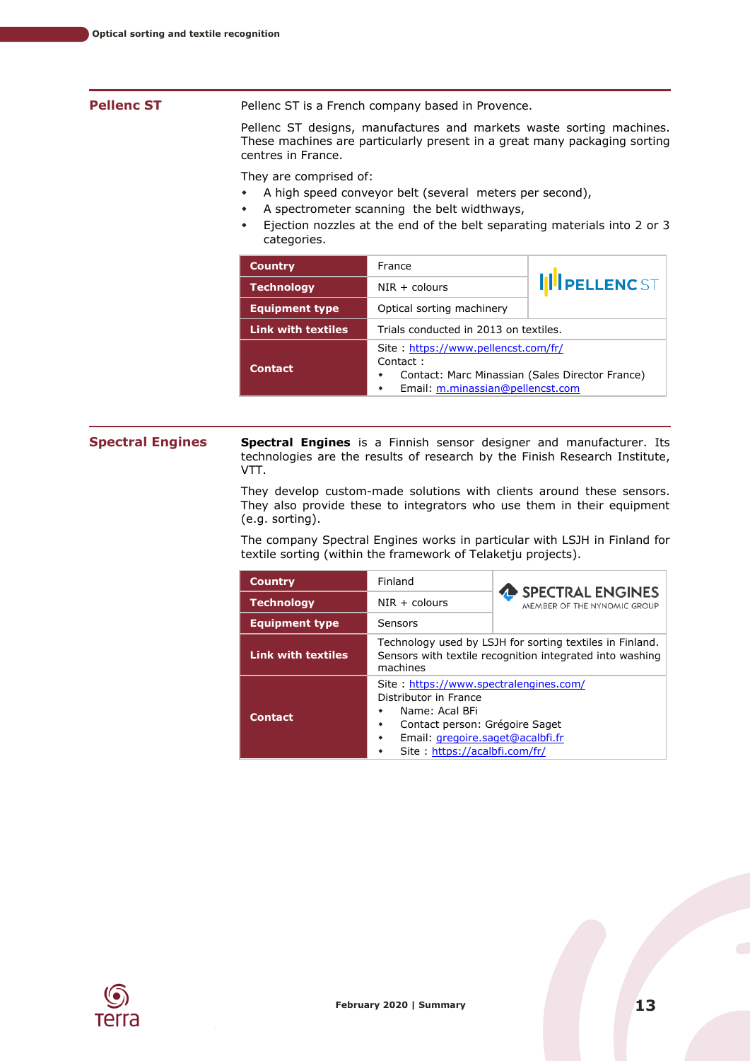## Pellenc ST

Pellenc ST is a French company based in Provence.

Pellenc ST designs, manufactures and markets waste sorting machines. These machines are particularly present in a great many packaging sorting centres in France.

They are comprised of:

- A high speed conveyor belt (several meters per second),
- A spectrometer scanning the belt widthways,
- Ejection nozzles at the end of the belt separating materials into 2 or 3 categories.

| | | |
|---|---|---|
| **Country** | France | PELLENC ST |
| **Technology** | NIR + colours | |
| **Equipment type** | Optical sorting machinery | |
| **Link with textiles** | Trials conducted in 2013 on textiles. | |
| **Contact** | Site : https://www.pellencst.com/fr/<br>Contact :<br>• Contact: Marc Minassian (Sales Director France)<br>• Email: m.minassian@pellencst.com | |

## Spectral Engines

**Spectral Engines** is a Finnish sensor designer and manufacturer. Its technologies are the results of research by the Finish Research Institute, VTT.

They develop custom-made solutions with clients around these sensors. They also provide these to integrators who use them in their equipment (e.g. sorting).

The company Spectral Engines works in particular with LSJH in Finland for textile sorting (within the framework of Telaketju projects).

| | | |
|---|---|---|
| **Country** | Finland | SPECTRAL ENGINES MEMBER OF THE NYNOMIC GROUP |
| **Technology** | NIR + colours | |
| **Equipment type** | Sensors | |
| **Link with textiles** | Technology used by LSJH for sorting textiles in Finland. Sensors with textile recognition integrated into washing machines | |
| **Contact** | Site : https://www.spectralengines.com/<br>Distributor in France<br>• Name: Acal BFi<br>• Contact person: Grégoire Saget<br>• Email: gregoire.saget@acalbfi.fr<br>• Site : https://acalbfi.com/fr/ | |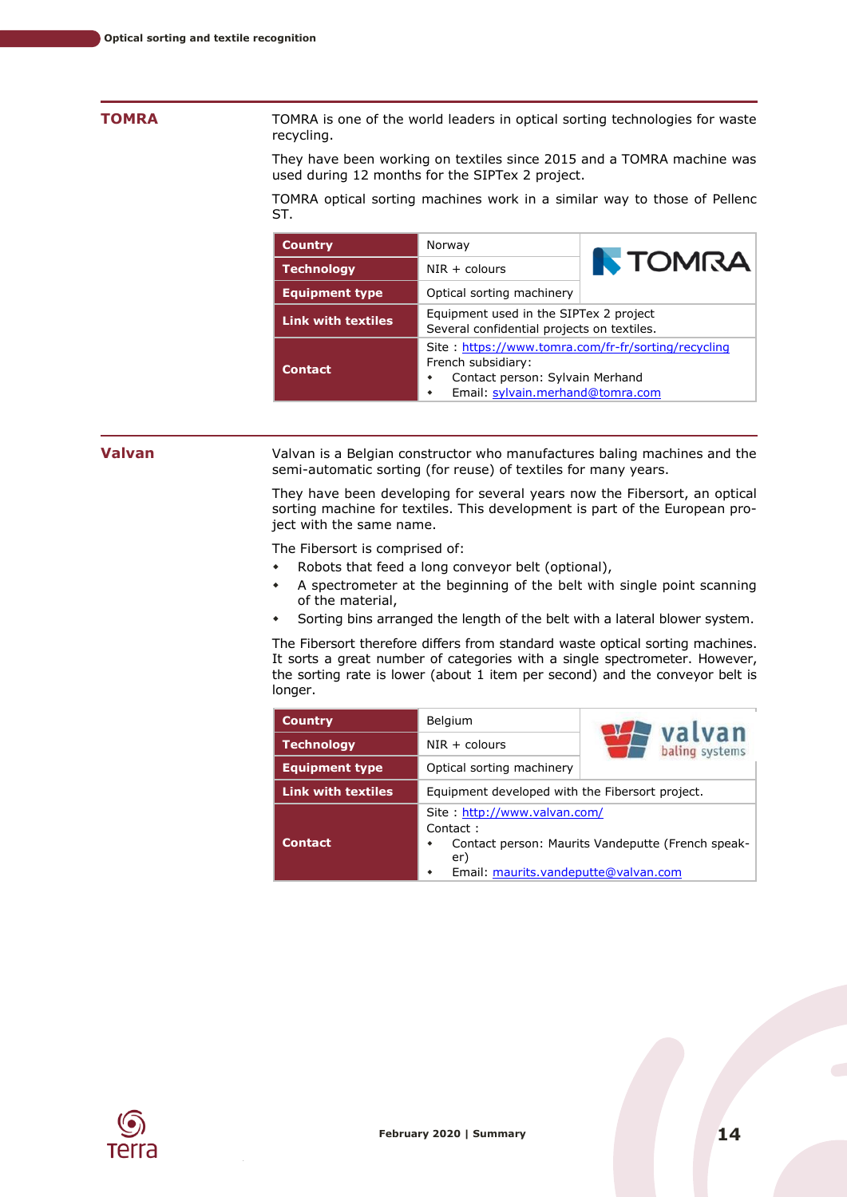## TOMRA

TOMRA is one of the world leaders in optical sorting technologies for waste recycling.

They have been working on textiles since 2015 and a TOMRA machine was used during 12 months for the SIPTex 2 project.

TOMRA optical sorting machines work in a similar way to those of Pellenc ST.

| | |
|---|---|
| **Country** | Norway |
| **Technology** | NIR + colours |
| **Equipment type** | Optical sorting machinery |
| **Link with textiles** | Equipment used in the SIPTex 2 project<br>Several confidential projects on textiles. |
| **Contact** | Site : https://www.tomra.com/fr-fr/sorting/recycling<br>French subsidiary:<br>• Contact person: Sylvain Merhand<br>• Email: sylvain.merhand@tomra.com |

## Valvan

Valvan is a Belgian constructor who manufactures baling machines and the semi-automatic sorting (for reuse) of textiles for many years.

They have been developing for several years now the Fibersort, an optical sorting machine for textiles. This development is part of the European project with the same name.

The Fibersort is comprised of:

- Robots that feed a long conveyor belt (optional),
- A spectrometer at the beginning of the belt with single point scanning of the material,
- Sorting bins arranged the length of the belt with a lateral blower system.

The Fibersort therefore differs from standard waste optical sorting machines. It sorts a great number of categories with a single spectrometer. However, the sorting rate is lower (about 1 item per second) and the conveyor belt is longer.

| | |
|---|---|
| **Country** | Belgium |
| **Technology** | NIR + colours |
| **Equipment type** | Optical sorting machinery |
| **Link with textiles** | Equipment developed with the Fibersort project. |
| **Contact** | Site : http://www.valvan.com/<br>Contact :<br>• Contact person: Maurits Vandeputte (French speaker)<br>• Email: maurits.vandeputte@valvan.com |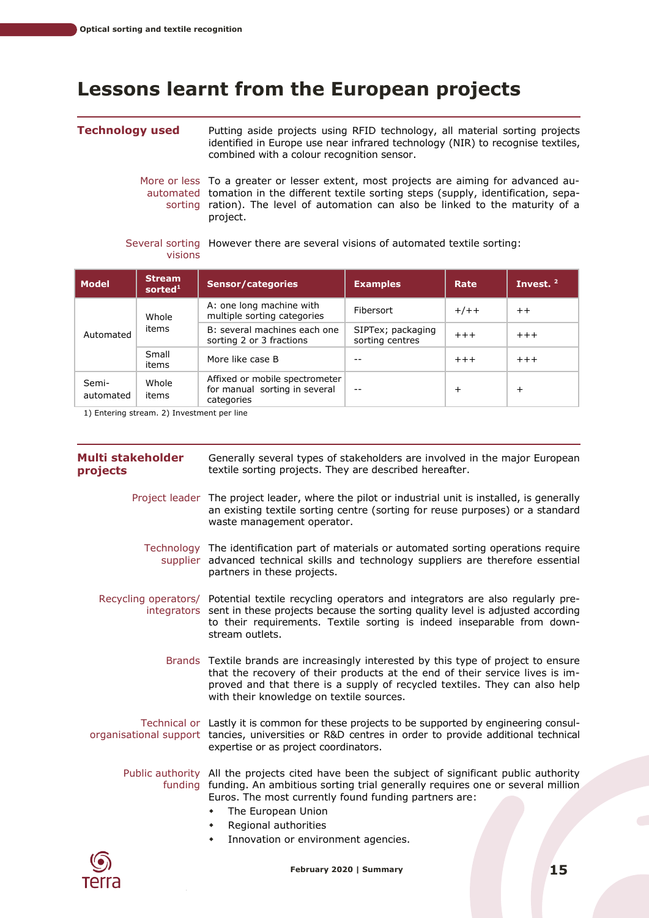# Lessons learnt from the European projects

## Technology used

Putting aside projects using RFID technology, all material sorting projects identified in Europe use near infrared technology (NIR) to recognise textiles, combined with a colour recognition sensor.

**More or less automated sorting**

To a greater or lesser extent, most projects are aiming for advanced automation in the different textile sorting steps (supply, identification, separation). The level of automation can also be linked to the maturity of a project.

**Several sorting visions**

However there are several visions of automated textile sorting:

| Model | Stream sorted[1] | Sensor/categories | Examples | Rate | Invest. [2] |
|---|---|---|---|---|---|
| Automated | Whole items | A: one long machine with multiple sorting categories | Fibersort | +/++ | ++ |
| | | B: several machines each one sorting 2 or 3 fractions | SIPTex; packaging sorting centres | +++ | +++ |
| | Small items | More like case B | -- | +++ | +++ |
| Semi-automated | Whole items | Affixed or mobile spectrometer for manual sorting in several categories | -- | + | + |

1) Entering stream. 2) Investment per line

## Multi stakeholder projects

Generally several types of stakeholders are involved in the major European textile sorting projects. They are described hereafter.

**Project leader**

The project leader, where the pilot or industrial unit is installed, is generally an existing textile sorting centre (sorting for reuse purposes) or a standard waste management operator.

**Technology supplier**

The identification part of materials or automated sorting operations require advanced technical skills and technology suppliers are therefore essential partners in these projects.

**Recycling operators/ integrators**

Potential textile recycling operators and integrators are also regularly present in these projects because the sorting quality level is adjusted according to their requirements. Textile sorting is indeed inseparable from downstream outlets.

**Brands**

Textile brands are increasingly interested by this type of project to ensure that the recovery of their products at the end of their service lives is improved and that there is a supply of recycled textiles. They can also help with their knowledge on textile sources.

**Technical or organisational support**

Lastly it is common for these projects to be supported by engineering consultancies, universities or R&D centres in order to provide additional technical expertise or as project coordinators.

**Public authority funding**

All the projects cited have been the subject of significant public authority funding. An ambitious sorting trial generally requires one or several million Euros. The most currently found funding partners are:

- The European Union
- Regional authorities
- Innovation or environment agencies.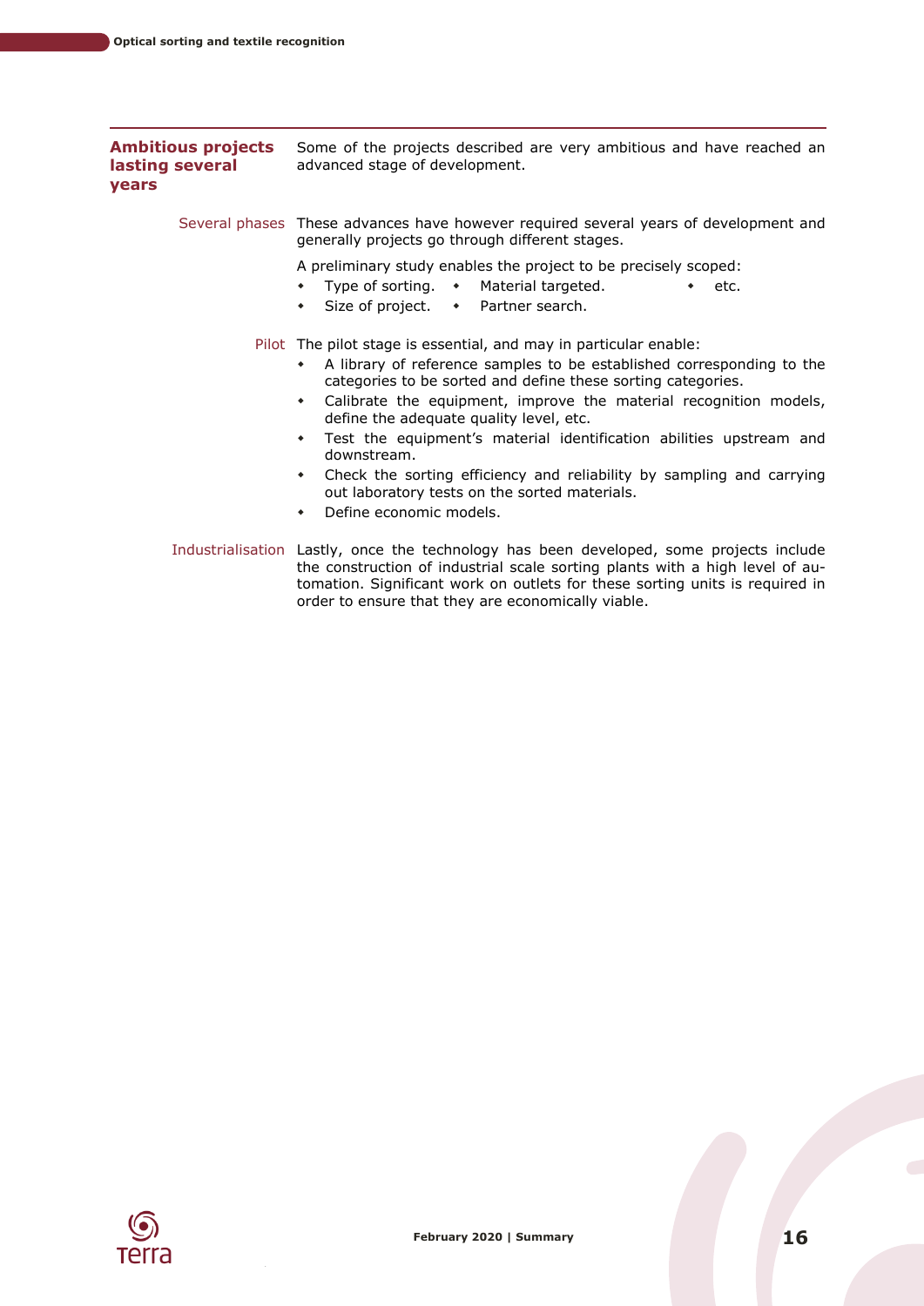## Ambitious projects lasting several years

Some of the projects described are very ambitious and have reached an advanced stage of development.

### Several phases

These advances have however required several years of development and generally projects go through different stages.

A preliminary study enables the project to be precisely scoped:

- Type of sorting.
- Size of project.
- Material targeted.
- Partner search.
- etc.

### Pilot

The pilot stage is essential, and may in particular enable:

- A library of reference samples to be established corresponding to the categories to be sorted and define these sorting categories.
- Calibrate the equipment, improve the material recognition models, define the adequate quality level, etc.
- Test the equipment's material identification abilities upstream and downstream.
- Check the sorting efficiency and reliability by sampling and carrying out laboratory tests on the sorted materials.
- Define economic models.

### Industrialisation

Lastly, once the technology has been developed, some projects include the construction of industrial scale sorting plants with a high level of automation. Significant work on outlets for these sorting units is required in order to ensure that they are economically viable.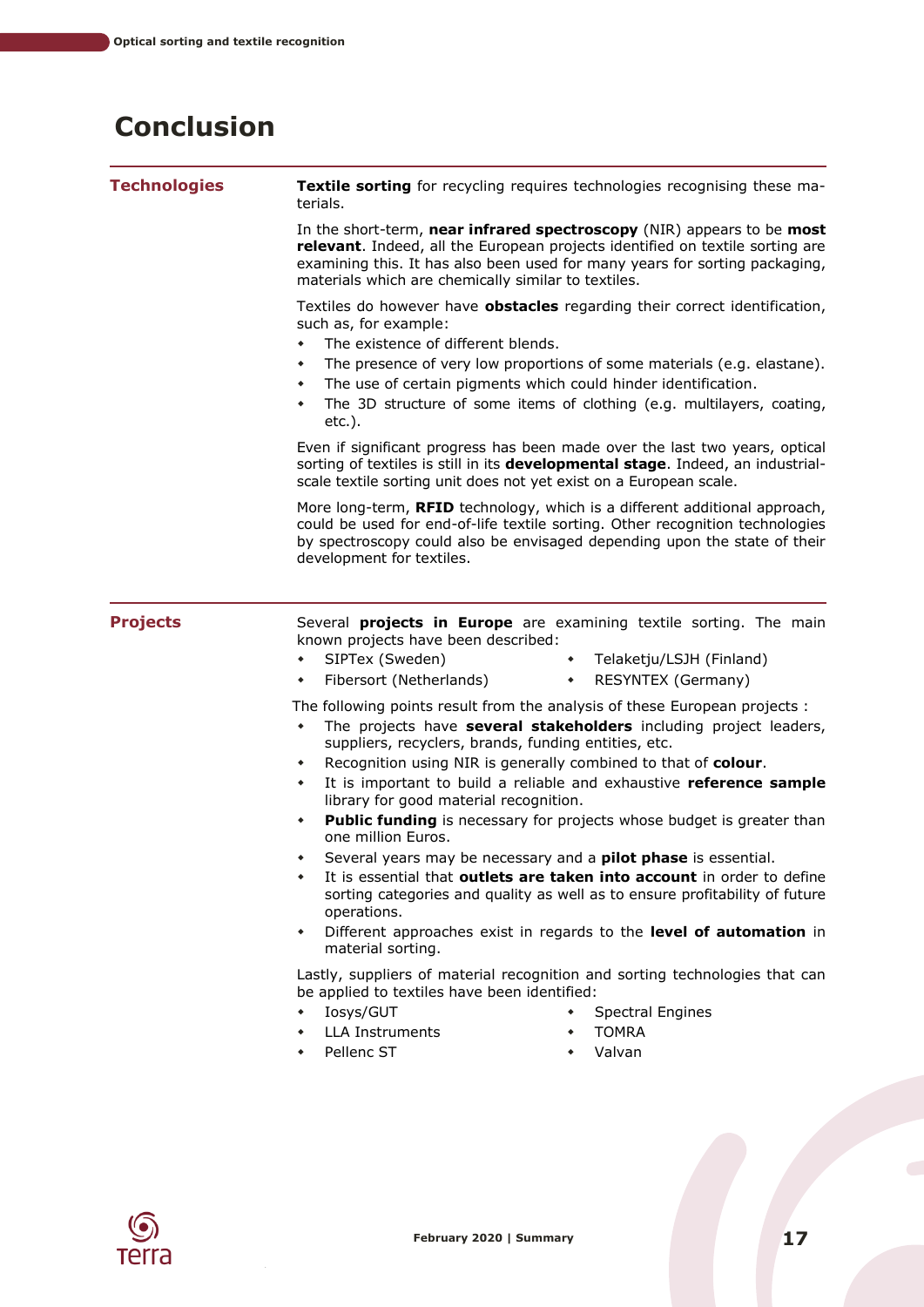# Conclusion

## Technologies

**Textile sorting** for recycling requires technologies recognising these materials.

In the short-term, **near infrared spectroscopy** (NIR) appears to be **most relevant**. Indeed, all the European projects identified on textile sorting are examining this. It has also been used for many years for sorting packaging, materials which are chemically similar to textiles.

Textiles do however have **obstacles** regarding their correct identification, such as, for example:

- The existence of different blends.
- The presence of very low proportions of some materials (e.g. elastane).
- The use of certain pigments which could hinder identification.
- The 3D structure of some items of clothing (e.g. multilayers, coating, etc.).

Even if significant progress has been made over the last two years, optical sorting of textiles is still in its **developmental stage**. Indeed, an industrial-scale textile sorting unit does not yet exist on a European scale.

More long-term, **RFID** technology, which is a different additional approach, could be used for end-of-life textile sorting. Other recognition technologies by spectroscopy could also be envisaged depending upon the state of their development for textiles.

## Projects

Several **projects in Europe** are examining textile sorting. The main known projects have been described:

- SIPTex (Sweden)
- Fibersort (Netherlands)
- Telaketju/LSJH (Finland)
- RESYNTEX (Germany)

The following points result from the analysis of these European projects :

- The projects have **several stakeholders** including project leaders, suppliers, recyclers, brands, funding entities, etc.
- Recognition using NIR is generally combined to that of **colour**.
- It is important to build a reliable and exhaustive **reference sample** library for good material recognition.
- **Public funding** is necessary for projects whose budget is greater than one million Euros.
- Several years may be necessary and a **pilot phase** is essential.
- It is essential that **outlets are taken into account** in order to define sorting categories and quality as well as to ensure profitability of future operations.
- Different approaches exist in regards to the **level of automation** in material sorting.

Lastly, suppliers of material recognition and sorting technologies that can be applied to textiles have been identified:

- Iosys/GUT
- LLA Instruments
- Pellenc ST
- Spectral Engines
- TOMRA
- Valvan